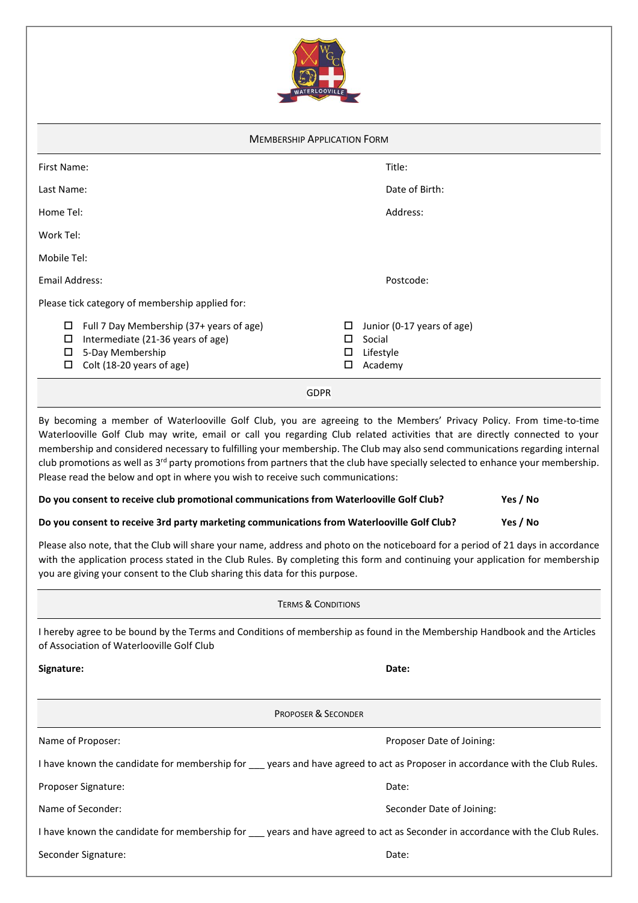## Membership Application Form

First Name: Title:

Last Name: Date of Birth:

Home Tel: Address:

Work Tel:

Mobile Tel:

Email Address: Postcode:

Please tick category of membership applied for:

- ☐ Full 7 Day Membership (37+ years of age)
- ☐ Intermediate (21-36 years of age)
- ☐ 5-Day Membership
- ☐ Colt (18-20 years of age)
- ☐ Junior (0-17 years of age)
- ☐ Social
- ☐ Lifestyle
- ☐ Academy

## GDPR

By becoming a member of Waterlooville Golf Club, you are agreeing to the Members' Privacy Policy. From time-to-time Waterlooville Golf Club may write, email or call you regarding Club related activities that are directly connected to your membership and considered necessary to fulfilling your membership. The Club may also send communications regarding internal club promotions as well as 3rd party promotions from partners that the club have specially selected to enhance your membership. Please read the below and opt in where you wish to receive such communications:

**Do you consent to receive club promotional communications from Waterlooville Golf Club? Yes / No**

**Do you consent to receive 3rd party marketing communications from Waterlooville Golf Club? Yes / No**

Please also note, that the Club will share your name, address and photo on the noticeboard for a period of 21 days in accordance with the application process stated in the Club Rules. By completing this form and continuing your application for membership you are giving your consent to the Club sharing this data for this purpose.

## Terms & Conditions

I hereby agree to be bound by the Terms and Conditions of membership as found in the Membership Handbook and the Articles of Association of Waterlooville Golf Club

**Signature:** **Date:**

## Proposer & Seconder

Name of Proposer: Proposer Date of Joining:

I have known the candidate for membership for ___ years and have agreed to act as Proposer in accordance with the Club Rules.

Proposer Signature: Date:

Name of Seconder: Seconder Date of Joining:

I have known the candidate for membership for ___ years and have agreed to act as Seconder in accordance with the Club Rules.

Seconder Signature: Date: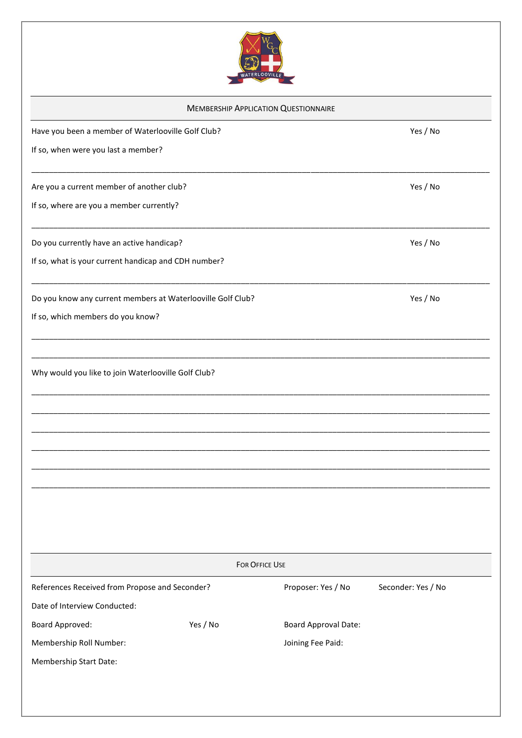## Membership Application Questionnaire

Have you been a member of Waterlooville Golf Club? Yes / No

If so, when were you last a member?

______________________________________________________________________________

Are you a current member of another club? Yes / No

If so, where are you a member currently?

______________________________________________________________________________

Do you currently have an active handicap? Yes / No

If so, what is your current handicap and CDH number?

______________________________________________________________________________

Do you know any current members at Waterlooville Golf Club? Yes / No

If so, which members do you know?

______________________________________________________________________________

______________________________________________________________________________

Why would you like to join Waterlooville Golf Club?

______________________________________________________________________________

______________________________________________________________________________

______________________________________________________________________________

______________________________________________________________________________

______________________________________________________________________________

______________________________________________________________________________

## For Office Use

References Received from Propose and Seconder? Proposer: Yes / No Seconder: Yes / No

Date of Interview Conducted:

Board Approved: Yes / No Board Approval Date:

Membership Roll Number: Joining Fee Paid:

Membership Start Date: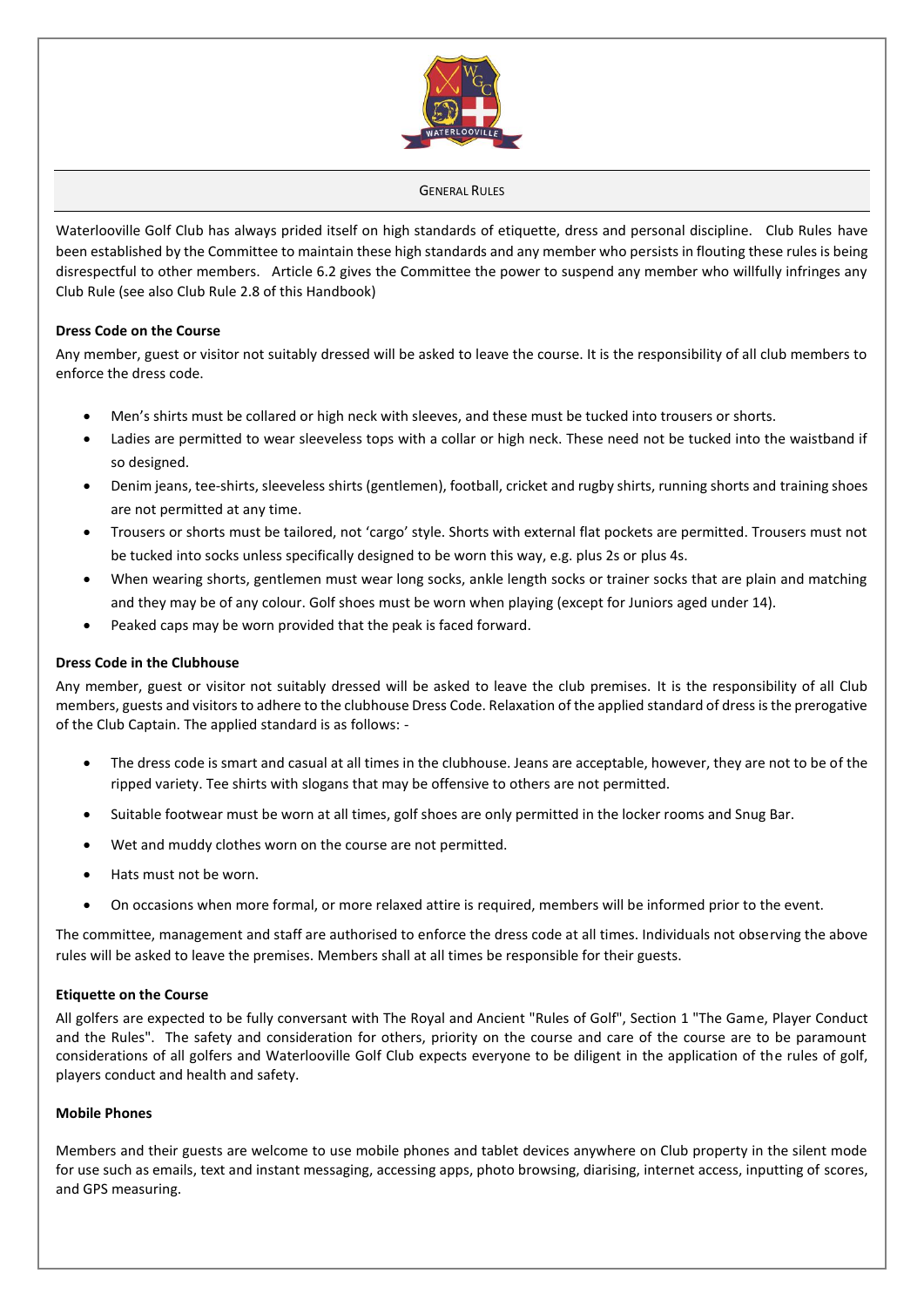## GENERAL RULES

Waterlooville Golf Club has always prided itself on high standards of etiquette, dress and personal discipline. Club Rules have been established by the Committee to maintain these high standards and any member who persists in flouting these rules is being disrespectful to other members. Article 6.2 gives the Committee the power to suspend any member who willfully infringes any Club Rule (see also Club Rule 2.8 of this Handbook)

**Dress Code on the Course**

Any member, guest or visitor not suitably dressed will be asked to leave the course. It is the responsibility of all club members to enforce the dress code.

- Men's shirts must be collared or high neck with sleeves, and these must be tucked into trousers or shorts.
- Ladies are permitted to wear sleeveless tops with a collar or high neck. These need not be tucked into the waistband if so designed.
- Denim jeans, tee-shirts, sleeveless shirts (gentlemen), football, cricket and rugby shirts, running shorts and training shoes are not permitted at any time.
- Trousers or shorts must be tailored, not 'cargo' style. Shorts with external flat pockets are permitted. Trousers must not be tucked into socks unless specifically designed to be worn this way, e.g. plus 2s or plus 4s.
- When wearing shorts, gentlemen must wear long socks, ankle length socks or trainer socks that are plain and matching and they may be of any colour. Golf shoes must be worn when playing (except for Juniors aged under 14).
- Peaked caps may be worn provided that the peak is faced forward.

**Dress Code in the Clubhouse**

Any member, guest or visitor not suitably dressed will be asked to leave the club premises. It is the responsibility of all Club members, guests and visitors to adhere to the clubhouse Dress Code. Relaxation of the applied standard of dress is the prerogative of the Club Captain. The applied standard is as follows: -

- The dress code is smart and casual at all times in the clubhouse. Jeans are acceptable, however, they are not to be of the ripped variety. Tee shirts with slogans that may be offensive to others are not permitted.
- Suitable footwear must be worn at all times, golf shoes are only permitted in the locker rooms and Snug Bar.
- Wet and muddy clothes worn on the course are not permitted.
- Hats must not be worn.
- On occasions when more formal, or more relaxed attire is required, members will be informed prior to the event.

The committee, management and staff are authorised to enforce the dress code at all times. Individuals not observing the above rules will be asked to leave the premises. Members shall at all times be responsible for their guests.

**Etiquette on the Course**

All golfers are expected to be fully conversant with The Royal and Ancient "Rules of Golf", Section 1 "The Game, Player Conduct and the Rules". The safety and consideration for others, priority on the course and care of the course are to be paramount considerations of all golfers and Waterlooville Golf Club expects everyone to be diligent in the application of the rules of golf, players conduct and health and safety.

**Mobile Phones**

Members and their guests are welcome to use mobile phones and tablet devices anywhere on Club property in the silent mode for use such as emails, text and instant messaging, accessing apps, photo browsing, diarising, internet access, inputting of scores, and GPS measuring.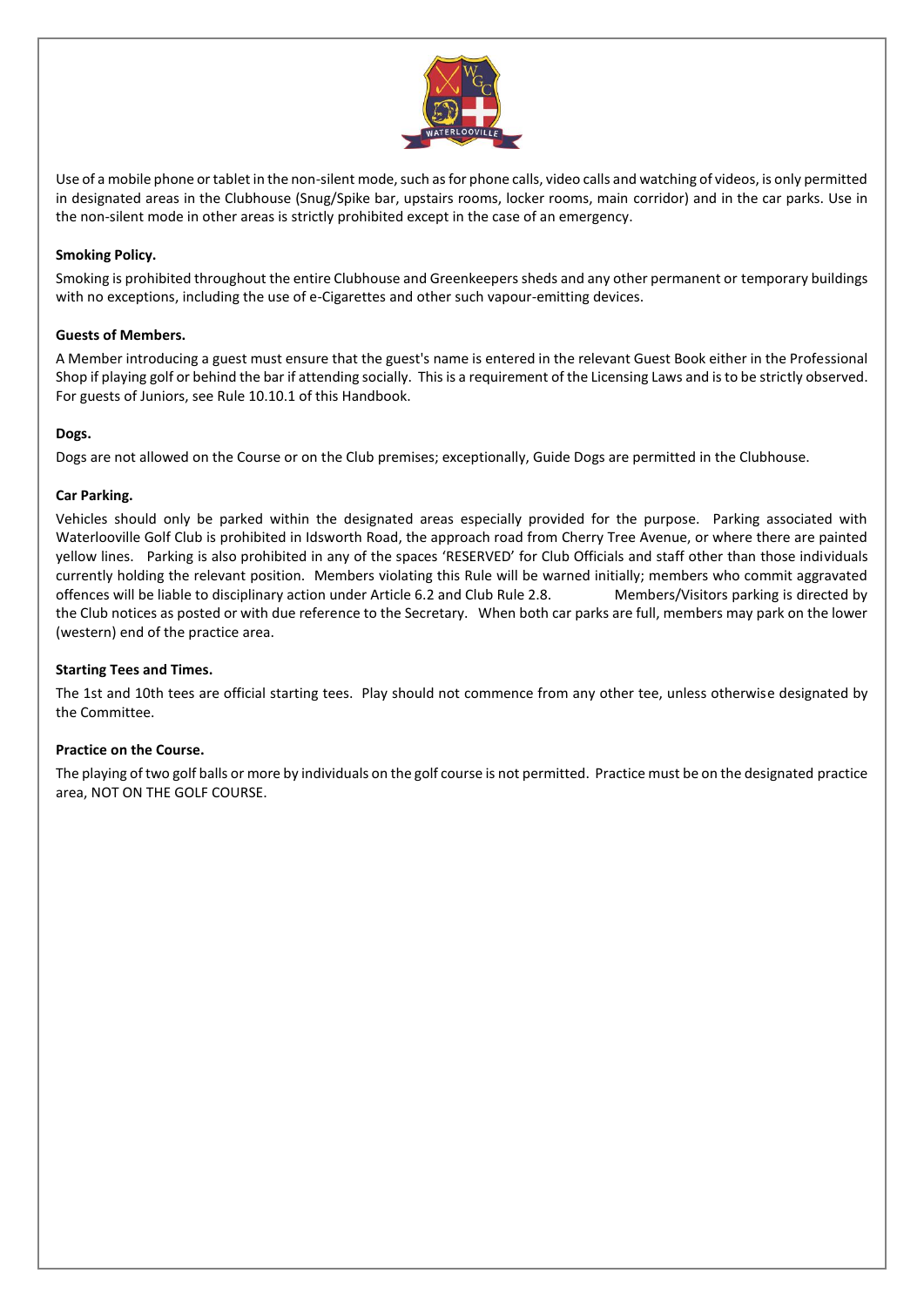Use of a mobile phone or tablet in the non-silent mode, such as for phone calls, video calls and watching of videos, is only permitted in designated areas in the Clubhouse (Snug/Spike bar, upstairs rooms, locker rooms, main corridor) and in the car parks. Use in the non-silent mode in other areas is strictly prohibited except in the case of an emergency.

**Smoking Policy.**

Smoking is prohibited throughout the entire Clubhouse and Greenkeepers sheds and any other permanent or temporary buildings with no exceptions, including the use of e-Cigarettes and other such vapour-emitting devices.

**Guests of Members.**

A Member introducing a guest must ensure that the guest's name is entered in the relevant Guest Book either in the Professional Shop if playing golf or behind the bar if attending socially. This is a requirement of the Licensing Laws and is to be strictly observed. For guests of Juniors, see Rule 10.10.1 of this Handbook.

**Dogs.**

Dogs are not allowed on the Course or on the Club premises; exceptionally, Guide Dogs are permitted in the Clubhouse.

**Car Parking.**

Vehicles should only be parked within the designated areas especially provided for the purpose. Parking associated with Waterlooville Golf Club is prohibited in Idsworth Road, the approach road from Cherry Tree Avenue, or where there are painted yellow lines. Parking is also prohibited in any of the spaces 'RESERVED' for Club Officials and staff other than those individuals currently holding the relevant position. Members violating this Rule will be warned initially; members who commit aggravated offences will be liable to disciplinary action under Article 6.2 and Club Rule 2.8. Members/Visitors parking is directed by the Club notices as posted or with due reference to the Secretary. When both car parks are full, members may park on the lower (western) end of the practice area.

**Starting Tees and Times.**

The 1st and 10th tees are official starting tees. Play should not commence from any other tee, unless otherwise designated by the Committee.

**Practice on the Course.**

The playing of two golf balls or more by individuals on the golf course is not permitted. Practice must be on the designated practice area, NOT ON THE GOLF COURSE.